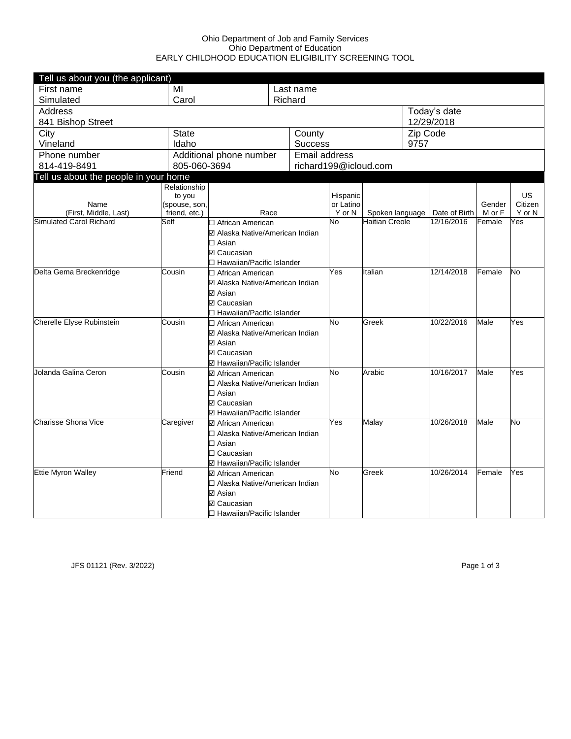Ohio Department of Job and Family Services
Ohio Department of Education
EARLY CHILDHOOD EDUCATION ELIGIBILITY SCREENING TOOL

## Tell us about you (the applicant)

| First name | MI | Last name | | |
|---|---|---|---|---|
| Simulated | Carol | Richard | | |
| **Address** | | | | **Today's date** |
| 841 Bishop Street | | | | 12/29/2018 |
| **City** | **State** | | **County** | **Zip Code** |
| Vineland | Idaho | | Success | 9757 |
| **Phone number** | **Additional phone number** | | **Email address** | |
| 814-419-8491 | 805-060-3694 | | richard199@icloud.com | |

## Tell us about the people in your home

| Name (First, Middle, Last) | Relationship to you (spouse, son, friend, etc.) | Race | Hispanic or Latino Y or N | Spoken language | Date of Birth | Gender M or F | US Citizen Y or N |
|---|---|---|---|---|---|---|---|
| Simulated Carol Richard | Self | ☐ African American<br>☑ Alaska Native/American Indian<br>☐ Asian<br>☑ Caucasian<br>☐ Hawaiian/Pacific Islander | No | Haitian Creole | 12/16/2016 | Female | Yes |
| Delta Gema Breckenridge | Cousin | ☐ African American<br>☑ Alaska Native/American Indian<br>☑ Asian<br>☑ Caucasian<br>☐ Hawaiian/Pacific Islander | Yes | Italian | 12/14/2018 | Female | No |
| Cherelle Elyse Rubinstein | Cousin | ☐ African American<br>☑ Alaska Native/American Indian<br>☑ Asian<br>☑ Caucasian<br>☑ Hawaiian/Pacific Islander | No | Greek | 10/22/2016 | Male | Yes |
| Jolanda Galina Ceron | Cousin | ☑ African American<br>☐ Alaska Native/American Indian<br>☐ Asian<br>☑ Caucasian<br>☑ Hawaiian/Pacific Islander | No | Arabic | 10/16/2017 | Male | Yes |
| Charisse Shona Vice | Caregiver | ☑ African American<br>☐ Alaska Native/American Indian<br>☐ Asian<br>☐ Caucasian<br>☑ Hawaiian/Pacific Islander | Yes | Malay | 10/26/2018 | Male | No |
| Ettie Myron Walley | Friend | ☑ African American<br>☐ Alaska Native/American Indian<br>☑ Asian<br>☑ Caucasian<br>☐ Hawaiian/Pacific Islander | No | Greek | 10/26/2014 | Female | Yes |

JFS 01121 (Rev. 3/2022)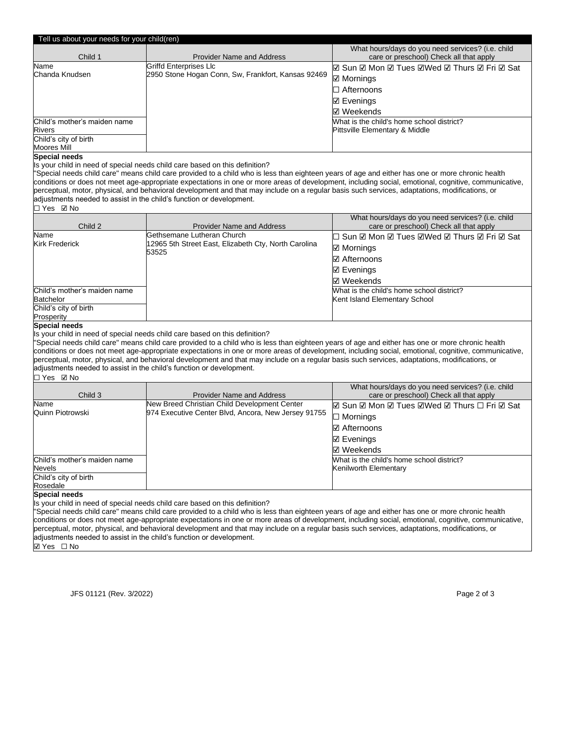## Tell us about your needs for your child(ren)

| Child 1 | Provider Name and Address | What hours/days do you need services? (i.e. child care or preschool) Check all that apply |
|---|---|---|
| Name<br>Chanda Knudsen | Griffd Enterprises Llc<br>2950 Stone Hogan Conn, Sw, Frankfort, Kansas 92469 | ☑ Sun ☑ Mon ☑ Tues ☑Wed ☑ Thurs ☑ Fri ☑ Sat<br>☑ Mornings<br>☐ Afternoons<br>☑ Evenings<br>☑ Weekends |
| Child's mother's maiden name<br>Rivers | | What is the child's home school district?<br>Pittsville Elementary & Middle |
| Child's city of birth<br>Moores Mill | | |

**Special needs**

Is your child in need of special needs child care based on this definition?

"Special needs child care" means child care provided to a child who is less than eighteen years of age and either has one or more chronic health conditions or does not meet age-appropriate expectations in one or more areas of development, including social, emotional, cognitive, communicative, perceptual, motor, physical, and behavioral development and that may include on a regular basis such services, adaptations, modifications, or adjustments needed to assist in the child's function or development.

☐ Yes ☑ No

| Child 2 | Provider Name and Address | What hours/days do you need services? (i.e. child care or preschool) Check all that apply |
|---|---|---|
| Name<br>Kirk Frederick | Gethsemane Lutheran Church<br>12965 5th Street East, Elizabeth Cty, North Carolina 53525 | ☐ Sun ☑ Mon ☑ Tues ☑Wed ☑ Thurs ☑ Fri ☑ Sat<br>☑ Mornings<br>☑ Afternoons<br>☑ Evenings<br>☑ Weekends |
| Child's mother's maiden name<br>Batchelor | | What is the child's home school district?<br>Kent Island Elementary School |
| Child's city of birth<br>Prosperity | | |

**Special needs**

Is your child in need of special needs child care based on this definition?

"Special needs child care" means child care provided to a child who is less than eighteen years of age and either has one or more chronic health conditions or does not meet age-appropriate expectations in one or more areas of development, including social, emotional, cognitive, communicative, perceptual, motor, physical, and behavioral development and that may include on a regular basis such services, adaptations, modifications, or adjustments needed to assist in the child's function or development.

☐ Yes ☑ No

| Child 3 | Provider Name and Address | What hours/days do you need services? (i.e. child care or preschool) Check all that apply |
|---|---|---|
| Name<br>Quinn Piotrowski | New Breed Christian Child Development Center<br>974 Executive Center Blvd, Ancora, New Jersey 91755 | ☑ Sun ☑ Mon ☑ Tues ☑Wed ☑ Thurs ☐ Fri ☑ Sat<br>☐ Mornings<br>☑ Afternoons<br>☑ Evenings<br>☑ Weekends |
| Child's mother's maiden name<br>Nevels | | What is the child's home school district?<br>Kenilworth Elementary |
| Child's city of birth<br>Rosedale | | |

**Special needs**

Is your child in need of special needs child care based on this definition?

"Special needs child care" means child care provided to a child who is less than eighteen years of age and either has one or more chronic health conditions or does not meet age-appropriate expectations in one or more areas of development, including social, emotional, cognitive, communicative, perceptual, motor, physical, and behavioral development and that may include on a regular basis such services, adaptations, modifications, or adjustments needed to assist in the child's function or development.

☑ Yes ☐ No

JFS 01121 (Rev. 3/2022)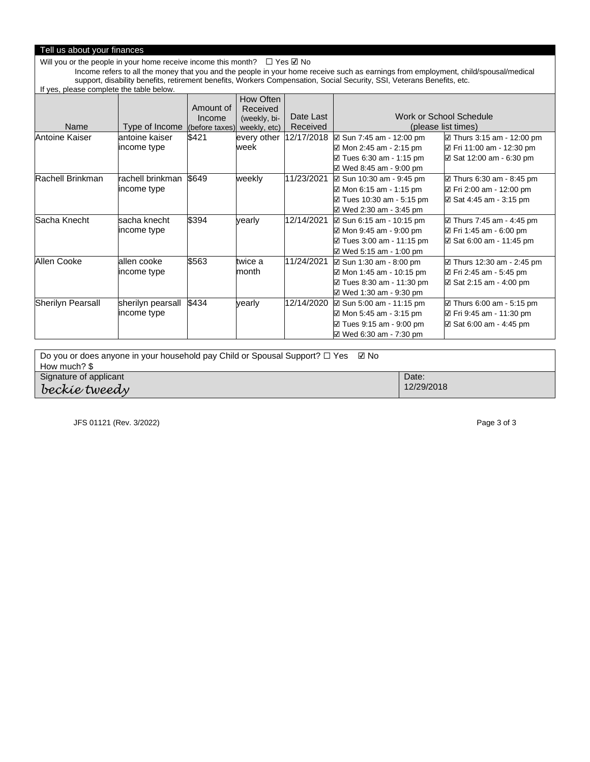## Tell us about your finances

Will you or the people in your home receive income this month? ☐ Yes ☑ No

Income refers to all the money that you and the people in your home receive such as earnings from employment, child/spousal/medical support, disability benefits, retirement benefits, Workers Compensation, Social Security, SSI, Veterans Benefits, etc.

If yes, please complete the table below.

| Name | Type of Income | Amount of Income (before taxes) | How Often Received (weekly, bi-weekly, etc) | Date Last Received | Work or School Schedule (please list times) | |
|---|---|---|---|---|---|---|
| Antoine Kaiser | antoine kaiser income type | $421 | every other week | 12/17/2018 | ☑ Sun 7:45 am - 12:00 pm<br>☑ Mon 2:45 am - 2:15 pm<br>☑ Tues 6:30 am - 1:15 pm<br>☑ Wed 8:45 am - 9:00 pm | ☑ Thurs 3:15 am - 12:00 pm<br>☑ Fri 11:00 am - 12:30 pm<br>☑ Sat 12:00 am - 6:30 pm |
| Rachell Brinkman | rachell brinkman income type | $649 | weekly | 11/23/2021 | ☑ Sun 10:30 am - 9:45 pm<br>☑ Mon 6:15 am - 1:15 pm<br>☑ Tues 10:30 am - 5:15 pm<br>☑ Wed 2:30 am - 3:45 pm | ☑ Thurs 6:30 am - 8:45 pm<br>☑ Fri 2:00 am - 12:00 pm<br>☑ Sat 4:45 am - 3:15 pm |
| Sacha Knecht | sacha knecht income type | $394 | yearly | 12/14/2021 | ☑ Sun 6:15 am - 10:15 pm<br>☑ Mon 9:45 am - 9:00 pm<br>☑ Tues 3:00 am - 11:15 pm<br>☑ Wed 5:15 am - 1:00 pm | ☑ Thurs 7:45 am - 4:45 pm<br>☑ Fri 1:45 am - 6:00 pm<br>☑ Sat 6:00 am - 11:45 pm |
| Allen Cooke | allen cooke income type | $563 | twice a month | 11/24/2021 | ☑ Sun 1:30 am - 8:00 pm<br>☑ Mon 1:45 am - 10:15 pm<br>☑ Tues 8:30 am - 11:30 pm<br>☑ Wed 1:30 am - 9:30 pm | ☑ Thurs 12:30 am - 2:45 pm<br>☑ Fri 2:45 am - 5:45 pm<br>☑ Sat 2:15 am - 4:00 pm |
| Sherilyn Pearsall | sherilyn pearsall income type | $434 | yearly | 12/14/2020 | ☑ Sun 5:00 am - 11:15 pm<br>☑ Mon 5:45 am - 3:15 pm<br>☑ Tues 9:15 am - 9:00 pm<br>☑ Wed 6:30 am - 7:30 pm | ☑ Thurs 6:00 am - 5:15 pm<br>☑ Fri 9:45 am - 11:30 pm<br>☑ Sat 6:00 am - 4:45 pm |

Do you or does anyone in your household pay Child or Spousal Support? ☐ Yes ☑ No

How much? $

| Signature of applicant | Date: |
|---|---|
| *beckie tweedy* | 12/29/2018 |

JFS 01121 (Rev. 3/2022)